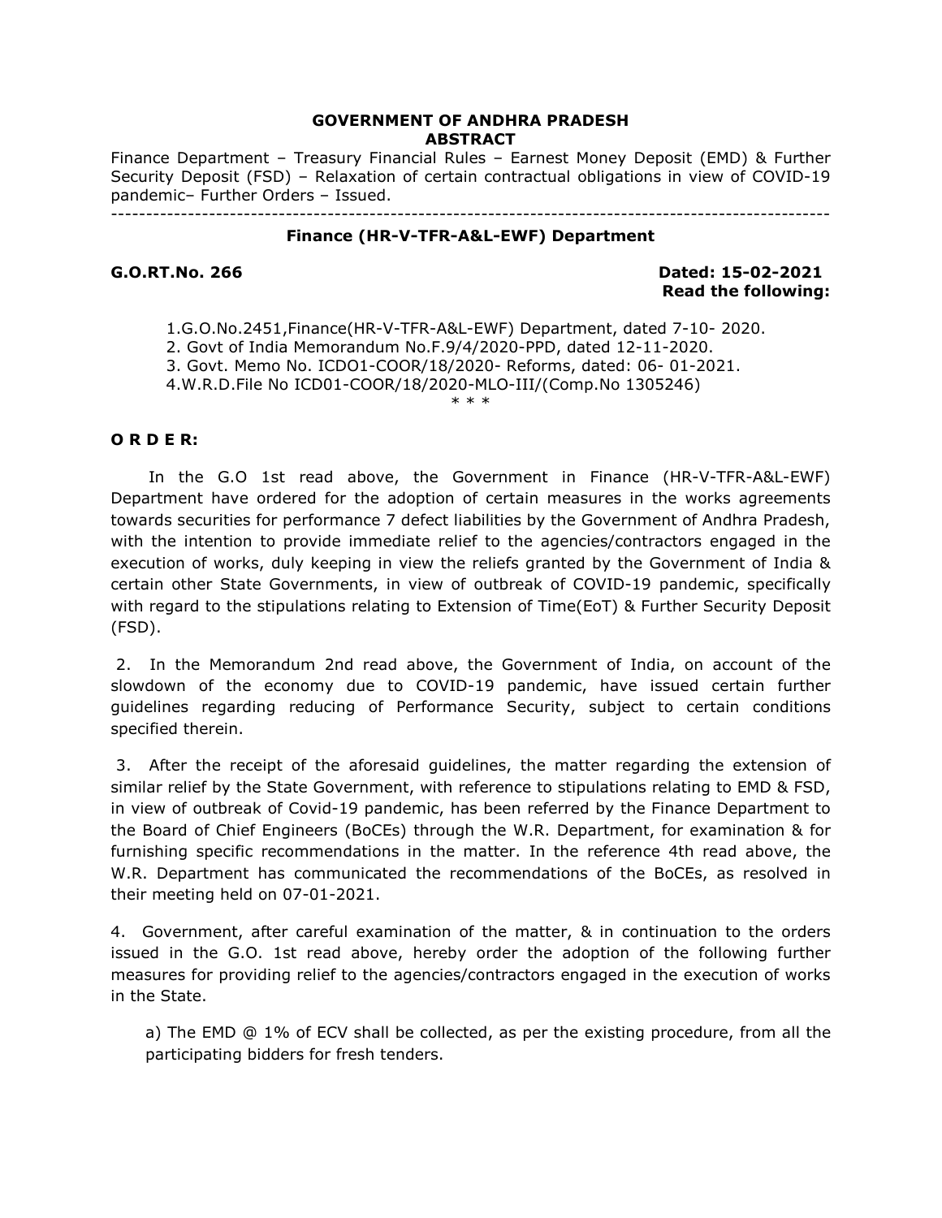**GOVERNMENT OF ANDHRA PRADESH**
**ABSTRACT**

Finance Department – Treasury Financial Rules – Earnest Money Deposit (EMD) & Further Security Deposit (FSD) – Relaxation of certain contractual obligations in view of COVID-19 pandemic– Further Orders – Issued.

---

**Finance (HR-V-TFR-A&L-EWF) Department**

**G.O.RT.No. 266** **Dated: 15-02-2021**
**Read the following:**

1. G.O.No.2451,Finance(HR-V-TFR-A&L-EWF) Department, dated 7-10- 2020.
2. Govt of India Memorandum No.F.9/4/2020-PPD, dated 12-11-2020.
3. Govt. Memo No. ICDO1-COOR/18/2020- Reforms, dated: 06- 01-2021.
4. W.R.D.File No ICD01-COOR/18/2020-MLO-III/(Comp.No 1305246)

\* \* \*

**O R D E R:**

In the G.O 1st read above, the Government in Finance (HR-V-TFR-A&L-EWF) Department have ordered for the adoption of certain measures in the works agreements towards securities for performance 7 defect liabilities by the Government of Andhra Pradesh, with the intention to provide immediate relief to the agencies/contractors engaged in the execution of works, duly keeping in view the reliefs granted by the Government of India & certain other State Governments, in view of outbreak of COVID-19 pandemic, specifically with regard to the stipulations relating to Extension of Time(EoT) & Further Security Deposit (FSD).

2. In the Memorandum 2nd read above, the Government of India, on account of the slowdown of the economy due to COVID-19 pandemic, have issued certain further guidelines regarding reducing of Performance Security, subject to certain conditions specified therein.

3. After the receipt of the aforesaid guidelines, the matter regarding the extension of similar relief by the State Government, with reference to stipulations relating to EMD & FSD, in view of outbreak of Covid-19 pandemic, has been referred by the Finance Department to the Board of Chief Engineers (BoCEs) through the W.R. Department, for examination & for furnishing specific recommendations in the matter. In the reference 4th read above, the W.R. Department has communicated the recommendations of the BoCEs, as resolved in their meeting held on 07-01-2021.

4. Government, after careful examination of the matter, & in continuation to the orders issued in the G.O. 1st read above, hereby order the adoption of the following further measures for providing relief to the agencies/contractors engaged in the execution of works in the State.

a) The EMD @ 1% of ECV shall be collected, as per the existing procedure, from all the participating bidders for fresh tenders.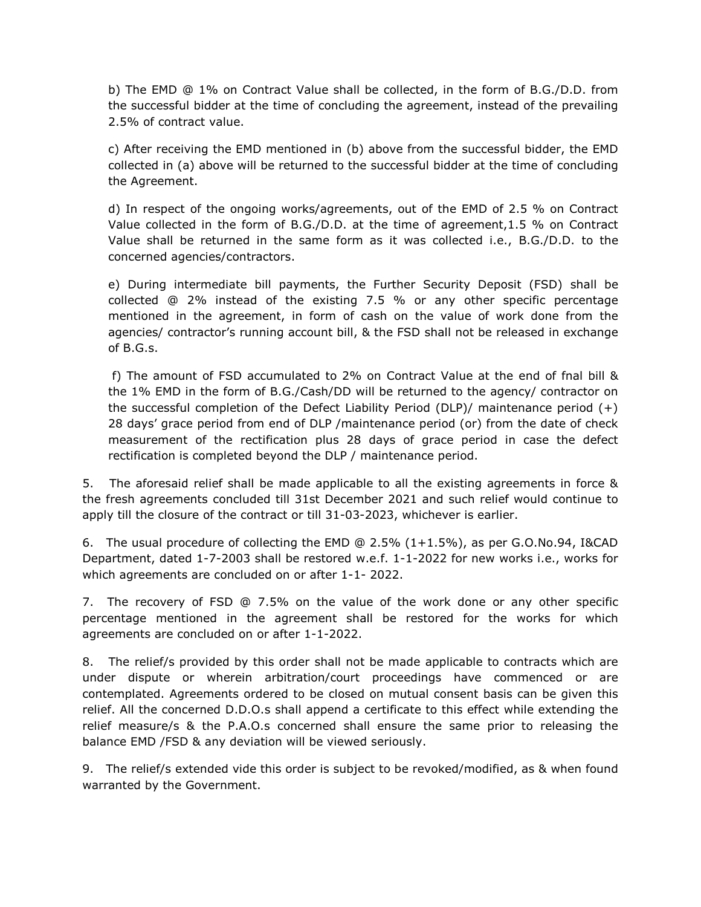b) The EMD @ 1% on Contract Value shall be collected, in the form of B.G./D.D. from the successful bidder at the time of concluding the agreement, instead of the prevailing 2.5% of contract value.

c) After receiving the EMD mentioned in (b) above from the successful bidder, the EMD collected in (a) above will be returned to the successful bidder at the time of concluding the Agreement.

d) In respect of the ongoing works/agreements, out of the EMD of 2.5 % on Contract Value collected in the form of B.G./D.D. at the time of agreement,1.5 % on Contract Value shall be returned in the same form as it was collected i.e., B.G./D.D. to the concerned agencies/contractors.

e) During intermediate bill payments, the Further Security Deposit (FSD) shall be collected @ 2% instead of the existing 7.5 % or any other specific percentage mentioned in the agreement, in form of cash on the value of work done from the agencies/ contractor's running account bill, & the FSD shall not be released in exchange of B.G.s.

f) The amount of FSD accumulated to 2% on Contract Value at the end of fnal bill & the 1% EMD in the form of B.G./Cash/DD will be returned to the agency/ contractor on the successful completion of the Defect Liability Period (DLP)/ maintenance period (+) 28 days' grace period from end of DLP /maintenance period (or) from the date of check measurement of the rectification plus 28 days of grace period in case the defect rectification is completed beyond the DLP / maintenance period.

5. The aforesaid relief shall be made applicable to all the existing agreements in force & the fresh agreements concluded till 31st December 2021 and such relief would continue to apply till the closure of the contract or till 31-03-2023, whichever is earlier.

6. The usual procedure of collecting the EMD @ 2.5% (1+1.5%), as per G.O.No.94, I&CAD Department, dated 1-7-2003 shall be restored w.e.f. 1-1-2022 for new works i.e., works for which agreements are concluded on or after 1-1- 2022.

7. The recovery of FSD @ 7.5% on the value of the work done or any other specific percentage mentioned in the agreement shall be restored for the works for which agreements are concluded on or after 1-1-2022.

8. The relief/s provided by this order shall not be made applicable to contracts which are under dispute or wherein arbitration/court proceedings have commenced or are contemplated. Agreements ordered to be closed on mutual consent basis can be given this relief. All the concerned D.D.O.s shall append a certificate to this effect while extending the relief measure/s & the P.A.O.s concerned shall ensure the same prior to releasing the balance EMD /FSD & any deviation will be viewed seriously.

9. The relief/s extended vide this order is subject to be revoked/modified, as & when found warranted by the Government.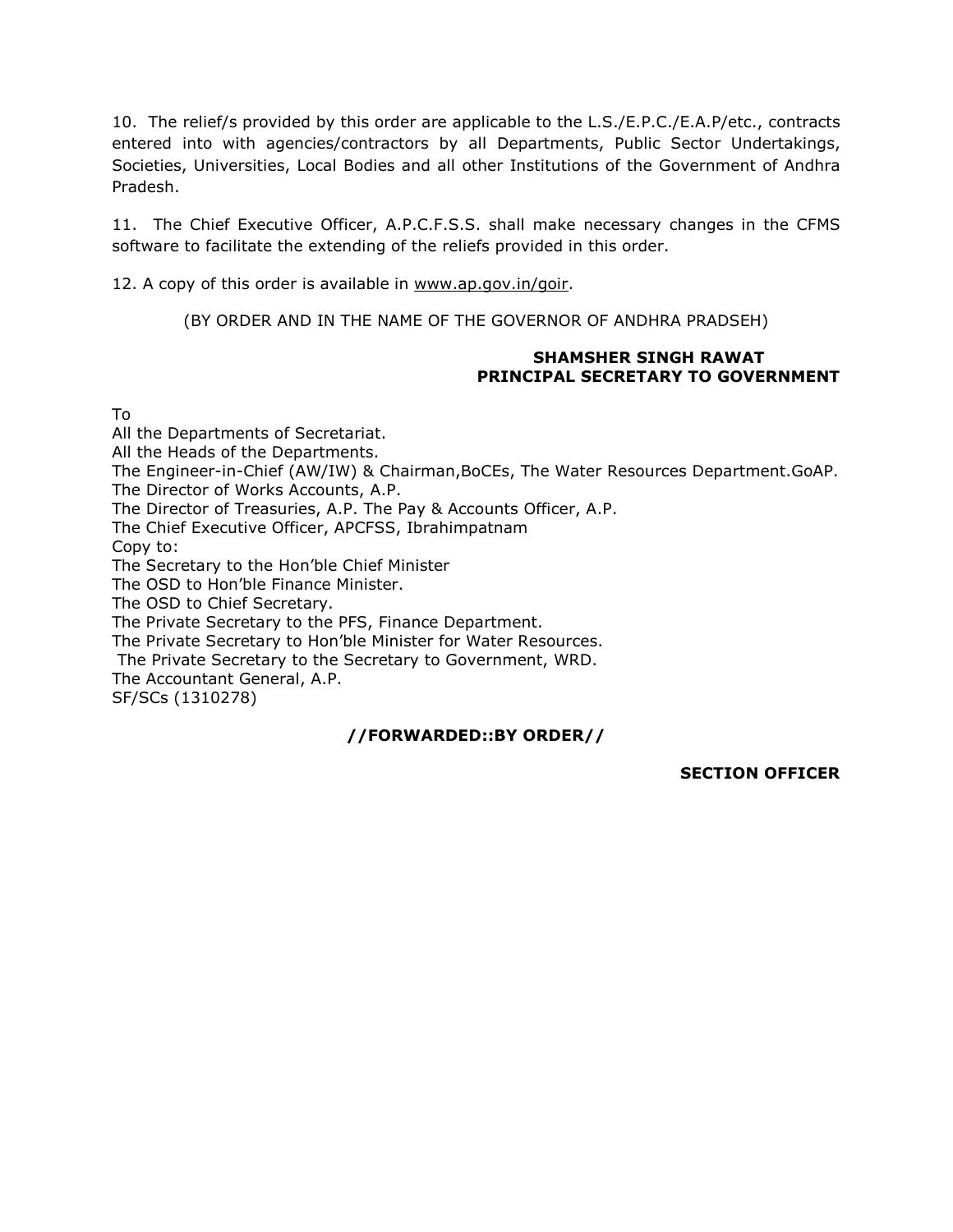10. The relief/s provided by this order are applicable to the L.S./E.P.C./E.A.P/etc., contracts entered into with agencies/contractors by all Departments, Public Sector Undertakings, Societies, Universities, Local Bodies and all other Institutions of the Government of Andhra Pradesh.

11. The Chief Executive Officer, A.P.C.F.S.S. shall make necessary changes in the CFMS software to facilitate the extending of the reliefs provided in this order.

12. A copy of this order is available in www.ap.gov.in/goir.

(BY ORDER AND IN THE NAME OF THE GOVERNOR OF ANDHRA PRADSEH)

**SHAMSHER SINGH RAWAT**
**PRINCIPAL SECRETARY TO GOVERNMENT**

To
All the Departments of Secretariat.
All the Heads of the Departments.
The Engineer-in-Chief (AW/IW) & Chairman,BoCEs, The Water Resources Department.GoAP.
The Director of Works Accounts, A.P.
The Director of Treasuries, A.P. The Pay & Accounts Officer, A.P.
The Chief Executive Officer, APCFSS, Ibrahimpatnam
Copy to:
The Secretary to the Hon'ble Chief Minister
The OSD to Hon'ble Finance Minister.
The OSD to Chief Secretary.
The Private Secretary to the PFS, Finance Department.
The Private Secretary to Hon'ble Minister for Water Resources.
The Private Secretary to the Secretary to Government, WRD.
The Accountant General, A.P.
SF/SCs (1310278)

**//FORWARDED::BY ORDER//**

**SECTION OFFICER**